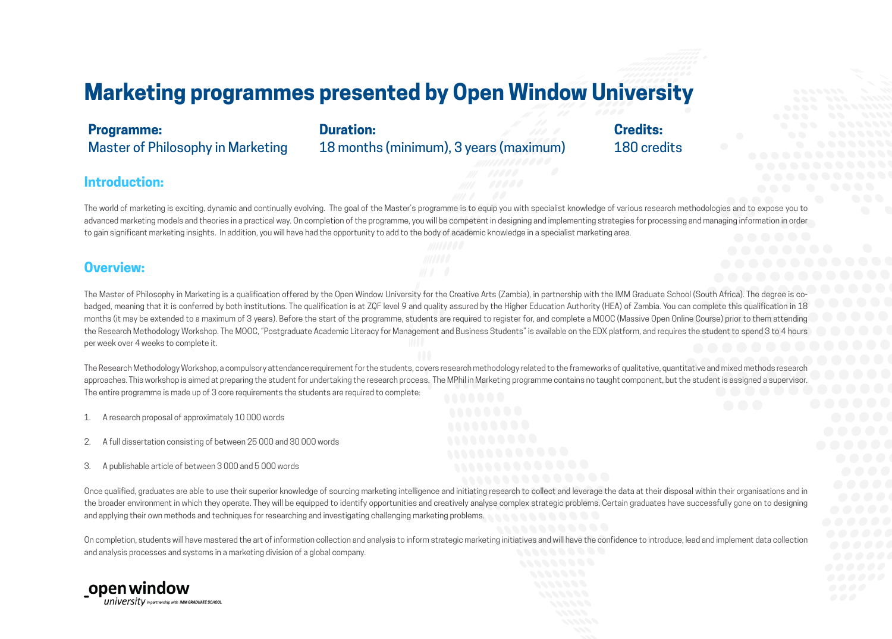# Marketing programmes presented by Open Window University

**Programme:**
Master of Philosophy in Marketing

**Duration:**
18 months (minimum), 3 years (maximum)

**Credits:**
180 credits

## Introduction:

The world of marketing is exciting, dynamic and continually evolving. The goal of the Master's programme is to equip you with specialist knowledge of various research methodologies and to expose you to advanced marketing models and theories in a practical way. On completion of the programme, you will be competent in designing and implementing strategies for processing and managing information in order to gain significant marketing insights. In addition, you will have had the opportunity to add to the body of academic knowledge in a specialist marketing area.

## Overview:

The Master of Philosophy in Marketing is a qualification offered by the Open Window University for the Creative Arts (Zambia), in partnership with the IMM Graduate School (South Africa). The degree is co-badged, meaning that it is conferred by both institutions. The qualification is at ZQF level 9 and quality assured by the Higher Education Authority (HEA) of Zambia. You can complete this qualification in 18 months (it may be extended to a maximum of 3 years). Before the start of the programme, students are required to register for, and complete a MOOC (Massive Open Online Course) prior to them attending the Research Methodology Workshop. The MOOC, "Postgraduate Academic Literacy for Management and Business Students" is available on the EDX platform, and requires the student to spend 3 to 4 hours per week over 4 weeks to complete it.

The Research Methodology Workshop, a compulsory attendance requirement for the students, covers research methodology related to the frameworks of qualitative, quantitative and mixed methods research approaches. This workshop is aimed at preparing the student for undertaking the research process. The MPhil in Marketing programme contains no taught component, but the student is assigned a supervisor. The entire programme is made up of 3 core requirements the students are required to complete:

1. A research proposal of approximately 10 000 words
2. A full dissertation consisting of between 25 000 and 30 000 words
3. A publishable article of between 3 000 and 5 000 words

Once qualified, graduates are able to use their superior knowledge of sourcing marketing intelligence and initiating research to collect and leverage the data at their disposal within their organisations and in the broader environment in which they operate. They will be equipped to identify opportunities and creatively analyse complex strategic problems. Certain graduates have successfully gone on to designing and applying their own methods and techniques for researching and investigating challenging marketing problems.

On completion, students will have mastered the art of information collection and analysis to inform strategic marketing initiatives and will have the confidence to introduce, lead and implement data collection and analysis processes and systems in a marketing division of a global company.

open window
university in partnership with IMM GRADUATE SCHOOL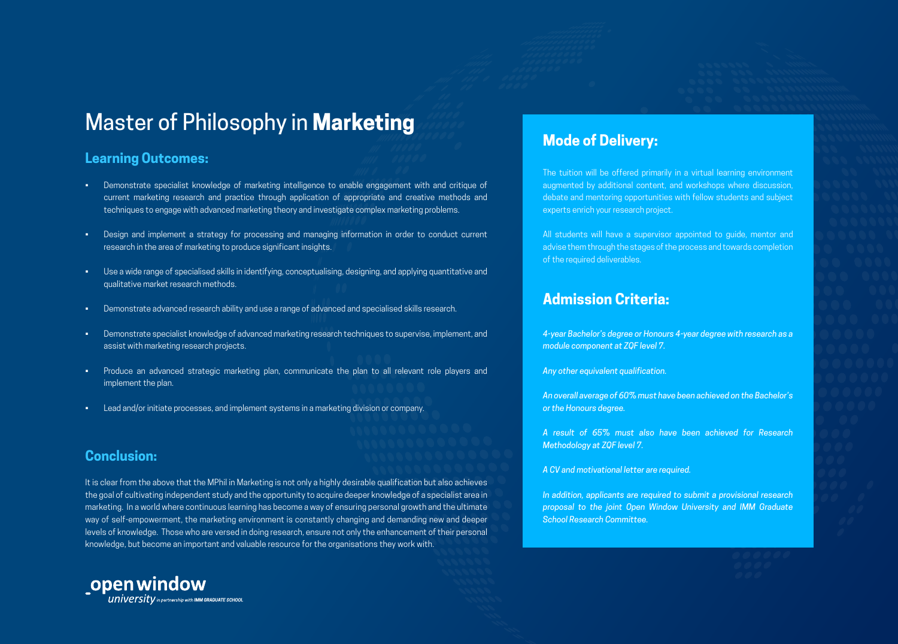# Master of Philosophy in **Marketing**

## Learning Outcomes:

- Demonstrate specialist knowledge of marketing intelligence to enable engagement with and critique of current marketing research and practice through application of appropriate and creative methods and techniques to engage with advanced marketing theory and investigate complex marketing problems.
- Design and implement a strategy for processing and managing information in order to conduct current research in the area of marketing to produce significant insights.
- Use a wide range of specialised skills in identifying, conceptualising, designing, and applying quantitative and qualitative market research methods.
- Demonstrate advanced research ability and use a range of advanced and specialised skills research.
- Demonstrate specialist knowledge of advanced marketing research techniques to supervise, implement, and assist with marketing research projects.
- Produce an advanced strategic marketing plan, communicate the plan to all relevant role players and implement the plan.
- Lead and/or initiate processes, and implement systems in a marketing division or company.

## Conclusion:

It is clear from the above that the MPhil in Marketing is not only a highly desirable qualification but also achieves the goal of cultivating independent study and the opportunity to acquire deeper knowledge of a specialist area in marketing. In a world where continuous learning has become a way of ensuring personal growth and the ultimate way of self-empowerment, the marketing environment is constantly changing and demanding new and deeper levels of knowledge. Those who are versed in doing research, ensure not only the enhancement of their personal knowledge, but become an important and valuable resource for the organisations they work with.

## Mode of Delivery:

The tuition will be offered primarily in a virtual learning environment augmented by additional content, and workshops where discussion, debate and mentoring opportunities with fellow students and subject experts enrich your research project.

All students will have a supervisor appointed to guide, mentor and advise them through the stages of the process and towards completion of the required deliverables.

## Admission Criteria:

*4-year Bachelor's degree or Honours 4-year degree with research as a module component at ZQF level 7.*

*Any other equivalent qualification.*

*An overall average of 60% must have been achieved on the Bachelor's or the Honours degree.*

*A result of 65% must also have been achieved for Research Methodology at ZQF level 7.*

*A CV and motivational letter are required.*

*In addition, applicants are required to submit a provisional research proposal to the joint Open Window University and IMM Graduate School Research Committee.*

open window university in partnership with IMM GRADUATE SCHOOL